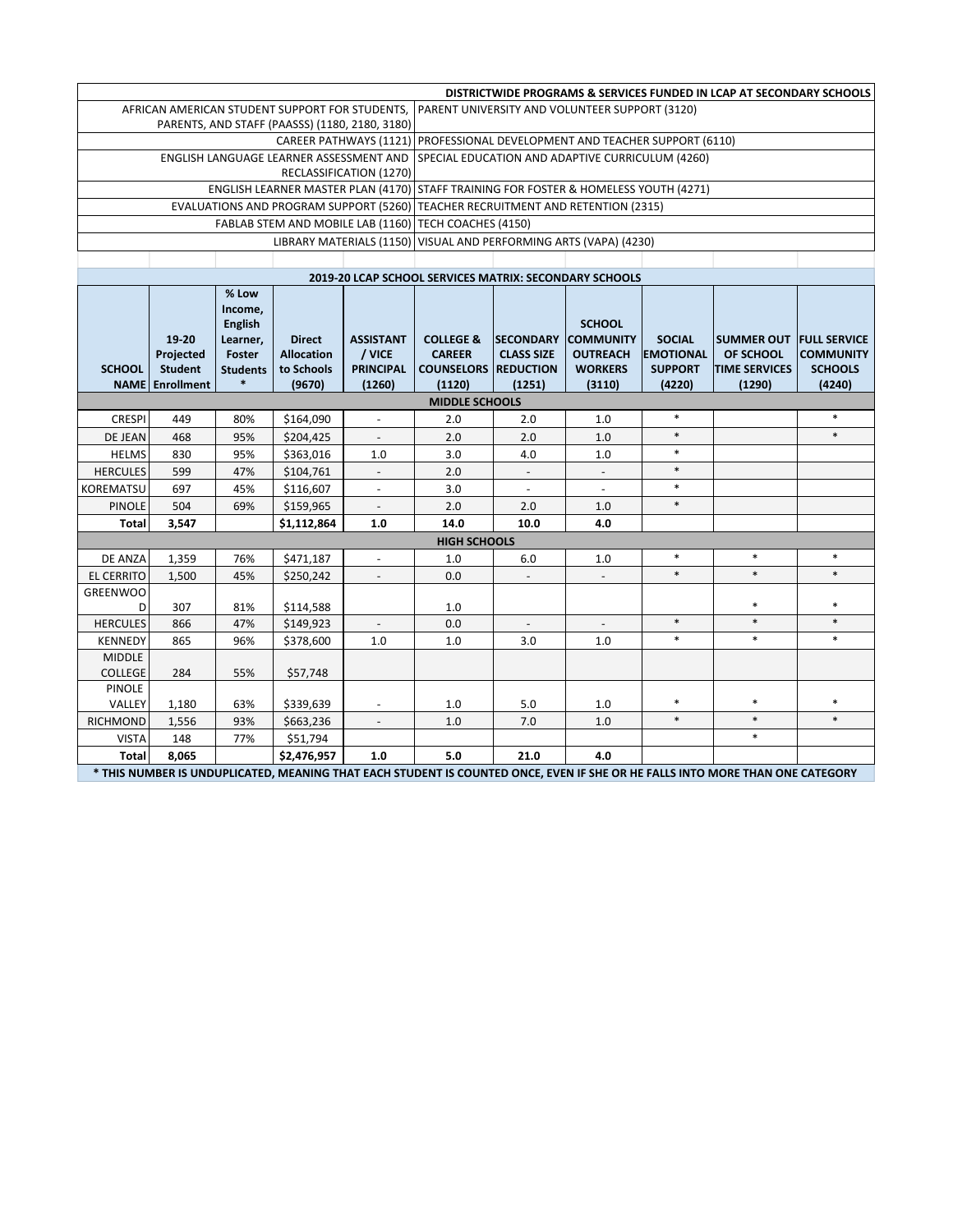| DISTRICTWIDE PROGRAMS & SERVICES FUNDED IN LCAP AT SECONDARY SCHOOLS | |
|---|---|
| AFRICAN AMERICAN STUDENT SUPPORT FOR STUDENTS, PARENTS, AND STAFF (PAASSS) (1180, 2180, 3180) | PARENT UNIVERSITY AND VOLUNTEER SUPPORT (3120) |
| CAREER PATHWAYS (1121) | PROFESSIONAL DEVELOPMENT AND TEACHER SUPPORT (6110) |
| ENGLISH LANGUAGE LEARNER ASSESSMENT AND RECLASSIFICATION (1270) | SPECIAL EDUCATION AND ADAPTIVE CURRICULUM (4260) |
| ENGLISH LEARNER MASTER PLAN (4170) | STAFF TRAINING FOR FOSTER & HOMELESS YOUTH (4271) |
| EVALUATIONS AND PROGRAM SUPPORT (5260) | TEACHER RECRUITMENT AND RETENTION (2315) |
| FABLAB STEM AND MOBILE LAB (1160) | TECH COACHES (4150) |
| LIBRARY MATERIALS (1150) | VISUAL AND PERFORMING ARTS (VAPA) (4230) |

**2019-20 LCAP SCHOOL SERVICES MATRIX: SECONDARY SCHOOLS**

| SCHOOL NAME | 19-20 Projected Student Enrollment | % Low Income, English Learner, Foster Students * | Direct Allocation to Schools (9670) | ASSISTANT / VICE PRINCIPAL (1260) | COLLEGE & CAREER COUNSELORS (1120) | SECONDARY CLASS SIZE REDUCTION (1251) | SCHOOL COMMUNITY OUTREACH WORKERS (3110) | SOCIAL EMOTIONAL SUPPORT (4220) | SUMMER OUT OF SCHOOL TIME SERVICES (1290) | FULL SERVICE COMMUNITY SCHOOLS (4240) |
|---|---|---|---|---|---|---|---|---|---|---|
| **MIDDLE SCHOOLS** | | | | | | | | | | |
| CRESPI | 449 | 80% | $164,090 | - | 2.0 | 2.0 | 1.0 | * | | * |
| DE JEAN | 468 | 95% | $204,425 | - | 2.0 | 2.0 | 1.0 | * | | * |
| HELMS | 830 | 95% | $363,016 | 1.0 | 3.0 | 4.0 | 1.0 | * | | |
| HERCULES | 599 | 47% | $104,761 | - | 2.0 | - | - | * | | |
| KOREMATSU | 697 | 45% | $116,607 | - | 3.0 | - | - | * | | |
| PINOLE | 504 | 69% | $159,965 | - | 2.0 | 2.0 | 1.0 | * | | |
| **Total** | **3,547** | | **$1,112,864** | **1.0** | **14.0** | **10.0** | **4.0** | | | |
| **HIGH SCHOOLS** | | | | | | | | | | |
| DE ANZA | 1,359 | 76% | $471,187 | - | 1.0 | 6.0 | 1.0 | * | * | * |
| EL CERRITO | 1,500 | 45% | $250,242 | - | 0.0 | - | - | * | * | * |
| GREENWOOD | 307 | 81% | $114,588 | | 1.0 | | | | * | * |
| HERCULES | 866 | 47% | $149,923 | - | 0.0 | - | - | * | * | * |
| KENNEDY | 865 | 96% | $378,600 | 1.0 | 1.0 | 3.0 | 1.0 | * | * | * |
| MIDDLE COLLEGE | 284 | 55% | $57,748 | | | | | | | |
| PINOLE VALLEY | 1,180 | 63% | $339,639 | - | 1.0 | 5.0 | 1.0 | * | * | * |
| RICHMOND | 1,556 | 93% | $663,236 | - | 1.0 | 7.0 | 1.0 | * | * | * |
| VISTA | 148 | 77% | $51,794 | | | | | | * | |
| **Total** | **8,065** | | **$2,476,957** | **1.0** | **5.0** | **21.0** | **4.0** | | | |

**\* THIS NUMBER IS UNDUPLICATED, MEANING THAT EACH STUDENT IS COUNTED ONCE, EVEN IF SHE OR HE FALLS INTO MORE THAN ONE CATEGORY**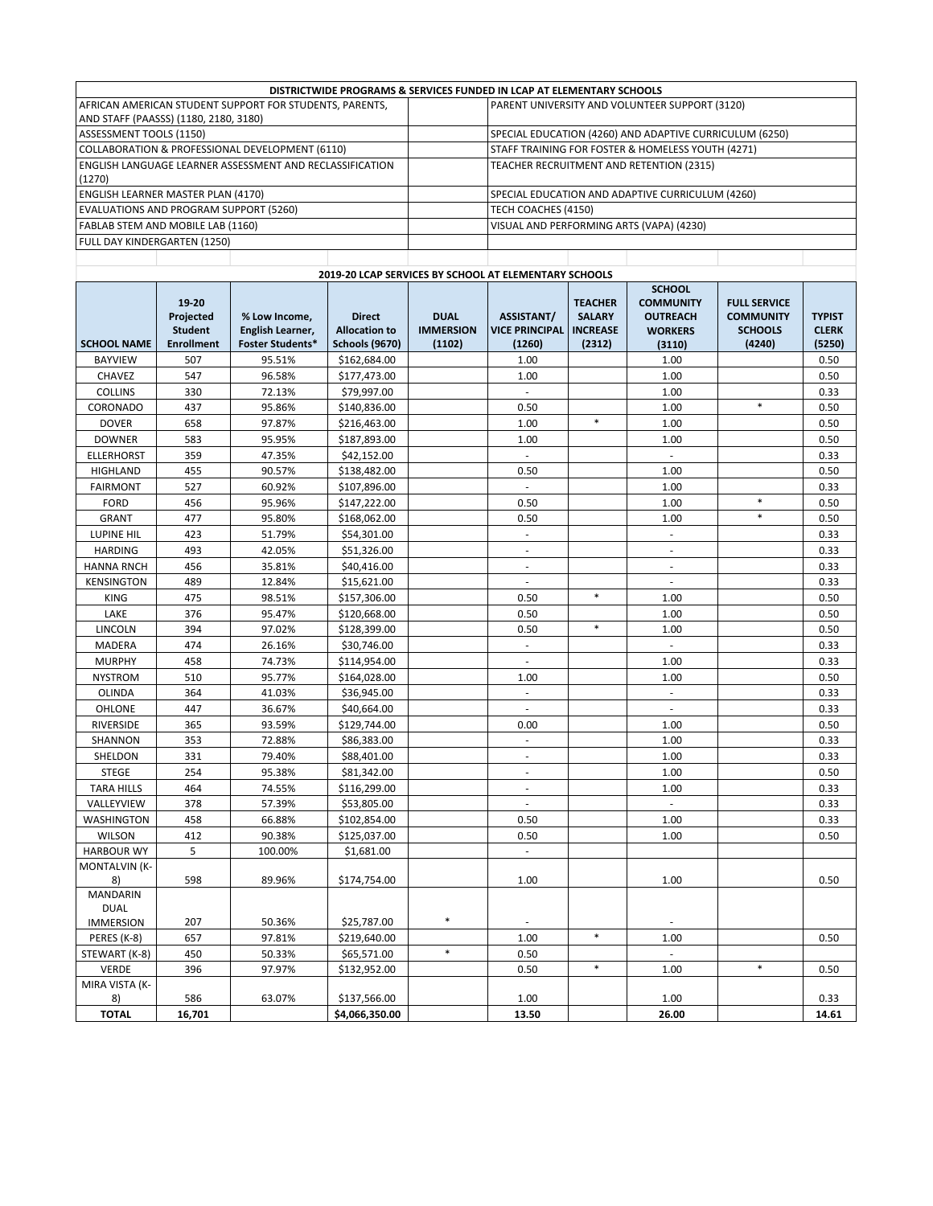| DISTRICTWIDE PROGRAMS & SERVICES FUNDED IN LCAP AT ELEMENTARY SCHOOLS | | |
|---|---|---|
| AFRICAN AMERICAN STUDENT SUPPORT FOR STUDENTS, PARENTS, AND STAFF (PAASSS) (1180, 2180, 3180) | | PARENT UNIVERSITY AND VOLUNTEER SUPPORT (3120) |
| ASSESSMENT TOOLS (1150) | | SPECIAL EDUCATION (4260) AND ADAPTIVE CURRICULUM (6250) |
| COLLABORATION & PROFESSIONAL DEVELOPMENT (6110) | | STAFF TRAINING FOR FOSTER & HOMELESS YOUTH (4271) |
| ENGLISH LANGUAGE LEARNER ASSESSMENT AND RECLASSIFICATION (1270) | | TEACHER RECRUITMENT AND RETENTION (2315) |
| ENGLISH LEARNER MASTER PLAN (4170) | | SPECIAL EDUCATION AND ADAPTIVE CURRICULUM (4260) |
| EVALUATIONS AND PROGRAM SUPPORT (5260) | | TECH COACHES (4150) |
| FABLAB STEM AND MOBILE LAB (1160) | | VISUAL AND PERFORMING ARTS (VAPA) (4230) |
| FULL DAY KINDERGARTEN (1250) | | |

**2019-20 LCAP SERVICES BY SCHOOL AT ELEMENTARY SCHOOLS**

| SCHOOL NAME | 19-20 Projected Student Enrollment | % Low Income, English Learner, Foster Students* | Direct Allocation to Schools (9670) | DUAL IMMERSION (1102) | ASSISTANT/ VICE PRINCIPAL (1260) | TEACHER SALARY INCREASE (2312) | SCHOOL COMMUNITY OUTREACH WORKERS (3110) | FULL SERVICE COMMUNITY SCHOOLS (4240) | TYPIST CLERK (5250) |
|---|---|---|---|---|---|---|---|---|---|
| BAYVIEW | 507 | 95.51% | $162,684.00 | | 1.00 | | 1.00 | | 0.50 |
| CHAVEZ | 547 | 96.58% | $177,473.00 | | 1.00 | | 1.00 | | 0.50 |
| COLLINS | 330 | 72.13% | $79,997.00 | | - | | 1.00 | | 0.33 |
| CORONADO | 437 | 95.86% | $140,836.00 | | 0.50 | | 1.00 | * | 0.50 |
| DOVER | 658 | 97.87% | $216,463.00 | | 1.00 | * | 1.00 | | 0.50 |
| DOWNER | 583 | 95.95% | $187,893.00 | | 1.00 | | 1.00 | | 0.50 |
| ELLERHORST | 359 | 47.35% | $42,152.00 | | - | | - | | 0.33 |
| HIGHLAND | 455 | 90.57% | $138,482.00 | | 0.50 | | 1.00 | | 0.50 |
| FAIRMONT | 527 | 60.92% | $107,896.00 | | - | | 1.00 | | 0.33 |
| FORD | 456 | 95.96% | $147,222.00 | | 0.50 | | 1.00 | * | 0.50 |
| GRANT | 477 | 95.80% | $168,062.00 | | 0.50 | | 1.00 | * | 0.50 |
| LUPINE HIL | 423 | 51.79% | $54,301.00 | | - | | - | | 0.33 |
| HARDING | 493 | 42.05% | $51,326.00 | | - | | - | | 0.33 |
| HANNA RNCH | 456 | 35.81% | $40,416.00 | | - | | - | | 0.33 |
| KENSINGTON | 489 | 12.84% | $15,621.00 | | - | | - | | 0.33 |
| KING | 475 | 98.51% | $157,306.00 | | 0.50 | * | 1.00 | | 0.50 |
| LAKE | 376 | 95.47% | $120,668.00 | | 0.50 | | 1.00 | | 0.50 |
| LINCOLN | 394 | 97.02% | $128,399.00 | | 0.50 | * | 1.00 | | 0.50 |
| MADERA | 474 | 26.16% | $30,746.00 | | - | | - | | 0.33 |
| MURPHY | 458 | 74.73% | $114,954.00 | | - | | 1.00 | | 0.33 |
| NYSTROM | 510 | 95.77% | $164,028.00 | | 1.00 | | 1.00 | | 0.50 |
| OLINDA | 364 | 41.03% | $36,945.00 | | - | | - | | 0.33 |
| OHLONE | 447 | 36.67% | $40,664.00 | | - | | - | | 0.33 |
| RIVERSIDE | 365 | 93.59% | $129,744.00 | | 0.00 | | 1.00 | | 0.50 |
| SHANNON | 353 | 72.88% | $86,383.00 | | - | | 1.00 | | 0.33 |
| SHELDON | 331 | 79.40% | $88,401.00 | | - | | 1.00 | | 0.33 |
| STEGE | 254 | 95.38% | $81,342.00 | | - | | 1.00 | | 0.50 |
| TARA HILLS | 464 | 74.55% | $116,299.00 | | - | | 1.00 | | 0.33 |
| VALLEYVIEW | 378 | 57.39% | $53,805.00 | | - | | - | | 0.33 |
| WASHINGTON | 458 | 66.88% | $102,854.00 | | 0.50 | | 1.00 | | 0.33 |
| WILSON | 412 | 90.38% | $125,037.00 | | 0.50 | | 1.00 | | 0.50 |
| HARBOUR WY | 5 | 100.00% | $1,681.00 | | - | | | | |
| MONTALVIN (K-8) | 598 | 89.96% | $174,754.00 | | 1.00 | | 1.00 | | 0.50 |
| MANDARIN DUAL IMMERSION | 207 | 50.36% | $25,787.00 | * | - | | - | | |
| PERES (K-8) | 657 | 97.81% | $219,640.00 | | 1.00 | * | 1.00 | | 0.50 |
| STEWART (K-8) | 450 | 50.33% | $65,571.00 | * | 0.50 | | - | | |
| VERDE | 396 | 97.97% | $132,952.00 | | 0.50 | * | 1.00 | * | 0.50 |
| MIRA VISTA (K-8) | 586 | 63.07% | $137,566.00 | | 1.00 | | 1.00 | | 0.33 |
| **TOTAL** | **16,701** | | **$4,066,350.00** | | **13.50** | | **26.00** | | **14.61** |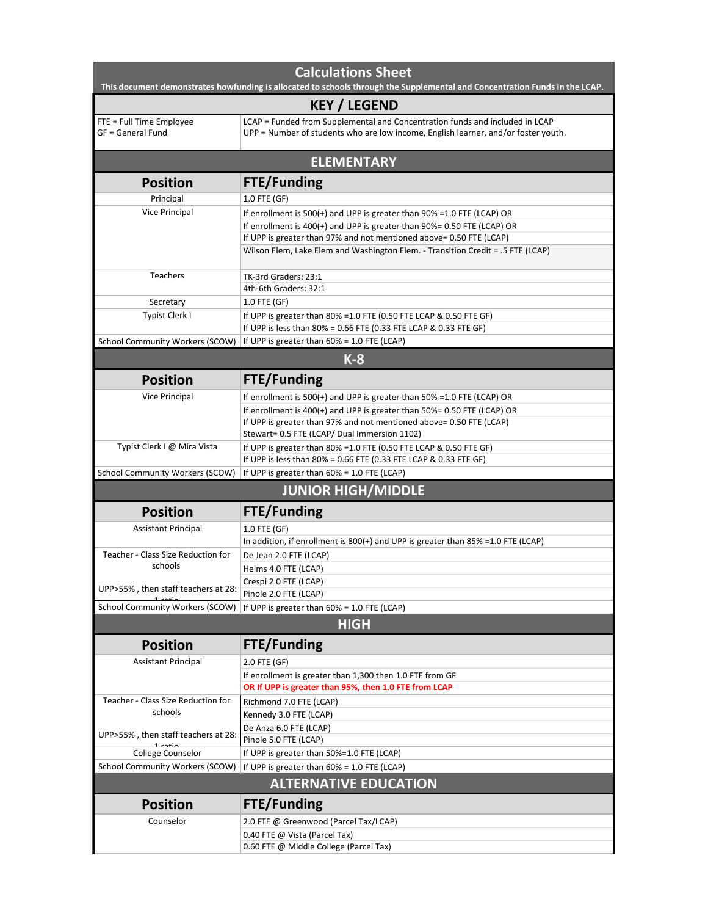# Calculations Sheet

**This document demonstrates howfunding is allocated to schools through the Supplemental and Concentration Funds in the LCAP.**

## KEY / LEGEND

| | |
|---|---|
| FTE = Full Time Employee<br>GF = General Fund | LCAP = Funded from Supplemental and Concentration funds and included in LCAP<br>UPP = Number of students who are low income, English learner, and/or foster youth. |

## ELEMENTARY

| Position | FTE/Funding |
|---|---|
| Principal | 1.0 FTE (GF) |
| Vice Principal | If enrollment is 500(+) and UPP is greater than 90% =1.0 FTE (LCAP) OR |
| | If enrollment is 400(+) and UPP is greater than 90%= 0.50 FTE (LCAP) OR |
| | If UPP is greater than 97% and not mentioned above= 0.50 FTE (LCAP) |
| | Wilson Elem, Lake Elem and Washington Elem. - Transition Credit = .5 FTE (LCAP) |
| Teachers | TK-3rd Graders: 23:1 |
| | 4th-6th Graders: 32:1 |
| Secretary | 1.0 FTE (GF) |
| Typist Clerk I | If UPP is greater than 80% =1.0 FTE (0.50 FTE LCAP & 0.50 FTE GF) |
| | If UPP is less than 80% = 0.66 FTE (0.33 FTE LCAP & 0.33 FTE GF) |
| School Community Workers (SCOW) | If UPP is greater than 60% = 1.0 FTE (LCAP) |

## K-8

| Position | FTE/Funding |
|---|---|
| Vice Principal | If enrollment is 500(+) and UPP is greater than 50% =1.0 FTE (LCAP) OR |
| | If enrollment is 400(+) and UPP is greater than 50%= 0.50 FTE (LCAP) OR |
| | If UPP is greater than 97% and not mentioned above= 0.50 FTE (LCAP) |
| | Stewart= 0.5 FTE (LCAP/ Dual Immersion 1102) |
| Typist Clerk I @ Mira Vista | If UPP is greater than 80% =1.0 FTE (0.50 FTE LCAP & 0.50 FTE GF) |
| | If UPP is less than 80% = 0.66 FTE (0.33 FTE LCAP & 0.33 FTE GF) |
| School Community Workers (SCOW) | If UPP is greater than 60% = 1.0 FTE (LCAP) |

## JUNIOR HIGH/MIDDLE

| Position | FTE/Funding |
|---|---|
| Assistant Principal | 1.0 FTE (GF) |
| | In addition, if enrollment is 800(+) and UPP is greater than 85% =1.0 FTE (LCAP) |
| Teacher - Class Size Reduction for schools<br><br>UPP>55% , then staff teachers at 28:1 ratio | De Jean 2.0 FTE (LCAP) |
| | Helms 4.0 FTE (LCAP) |
| | Crespi 2.0 FTE (LCAP) |
| | Pinole 2.0 FTE (LCAP) |
| School Community Workers (SCOW) | If UPP is greater than 60% = 1.0 FTE (LCAP) |

## HIGH

| Position | FTE/Funding |
|---|---|
| Assistant Principal | 2.0 FTE (GF) |
| | If enrollment is greater than 1,300 then 1.0 FTE from GF |
| | **OR If UPP is greater than 95%, then 1.0 FTE from LCAP** |
| Teacher - Class Size Reduction for schools<br><br>UPP>55% , then staff teachers at 28:1 ratio | Richmond 7.0 FTE (LCAP) |
| | Kennedy 3.0 FTE (LCAP) |
| | De Anza 6.0 FTE (LCAP) |
| | Pinole 5.0 FTE (LCAP) |
| College Counselor | If UPP is greater than 50%=1.0 FTE (LCAP) |
| School Community Workers (SCOW) | If UPP is greater than 60% = 1.0 FTE (LCAP) |

## ALTERNATIVE EDUCATION

| Position | FTE/Funding |
|---|---|
| Counselor | 2.0 FTE @ Greenwood (Parcel Tax/LCAP) |
| | 0.40 FTE @ Vista (Parcel Tax) |
| | 0.60 FTE @ Middle College (Parcel Tax) |